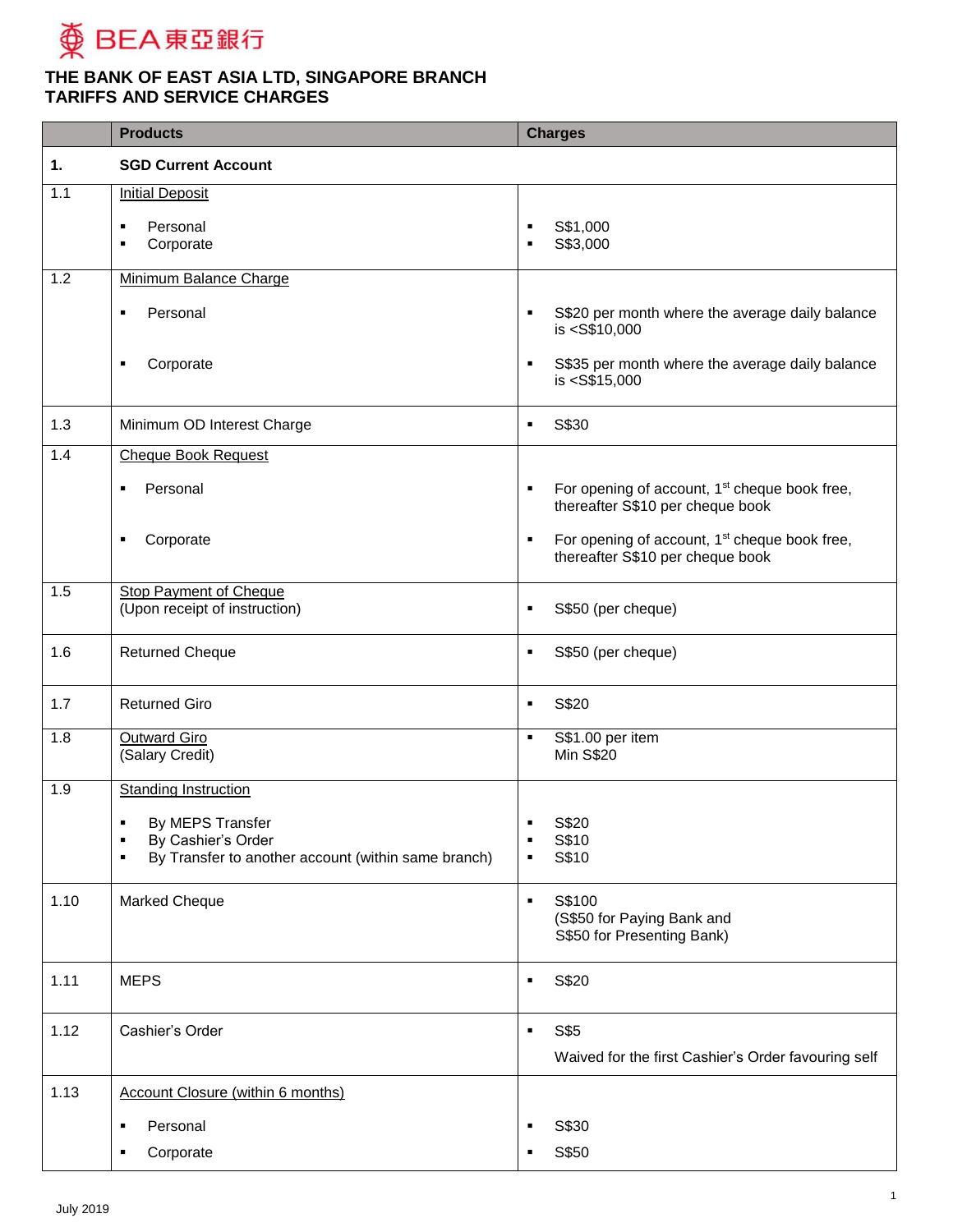BEA 東亞銀行

# THE BANK OF EAST ASIA LTD, SINGAPORE BRANCH
## TARIFFS AND SERVICE CHARGES

| | Products | Charges |
|---|---|---|
| **1.** | **SGD Current Account** | |
| 1.1 | Initial Deposit<br>▪ Personal<br>▪ Corporate | <br>▪ S$1,000<br>▪ S$3,000 |
| 1.2 | Minimum Balance Charge<br>▪ Personal<br>▪ Corporate | <br>▪ S$20 per month where the average daily balance is <S$10,000<br>▪ S$35 per month where the average daily balance is <S$15,000 |
| 1.3 | Minimum OD Interest Charge | ▪ S$30 |
| 1.4 | Cheque Book Request<br>▪ Personal<br>▪ Corporate | <br>▪ For opening of account, 1st cheque book free, thereafter S$10 per cheque book<br>▪ For opening of account, 1st cheque book free, thereafter S$10 per cheque book |
| 1.5 | Stop Payment of Cheque<br>(Upon receipt of instruction) | ▪ S$50 (per cheque) |
| 1.6 | Returned Cheque | ▪ S$50 (per cheque) |
| 1.7 | Returned Giro | ▪ S$20 |
| 1.8 | Outward Giro<br>(Salary Credit) | ▪ S$1.00 per item<br>Min S$20 |
| 1.9 | Standing Instruction<br>▪ By MEPS Transfer<br>▪ By Cashier's Order<br>▪ By Transfer to another account (within same branch) | <br>▪ S$20<br>▪ S$10<br>▪ S$10 |
| 1.10 | Marked Cheque | ▪ S$100<br>(S$50 for Paying Bank and S$50 for Presenting Bank) |
| 1.11 | MEPS | ▪ S$20 |
| 1.12 | Cashier's Order | ▪ S$5<br>Waived for the first Cashier's Order favouring self |
| 1.13 | Account Closure (within 6 months)<br>▪ Personal<br>▪ Corporate | <br>▪ S$30<br>▪ S$50 |

July 2019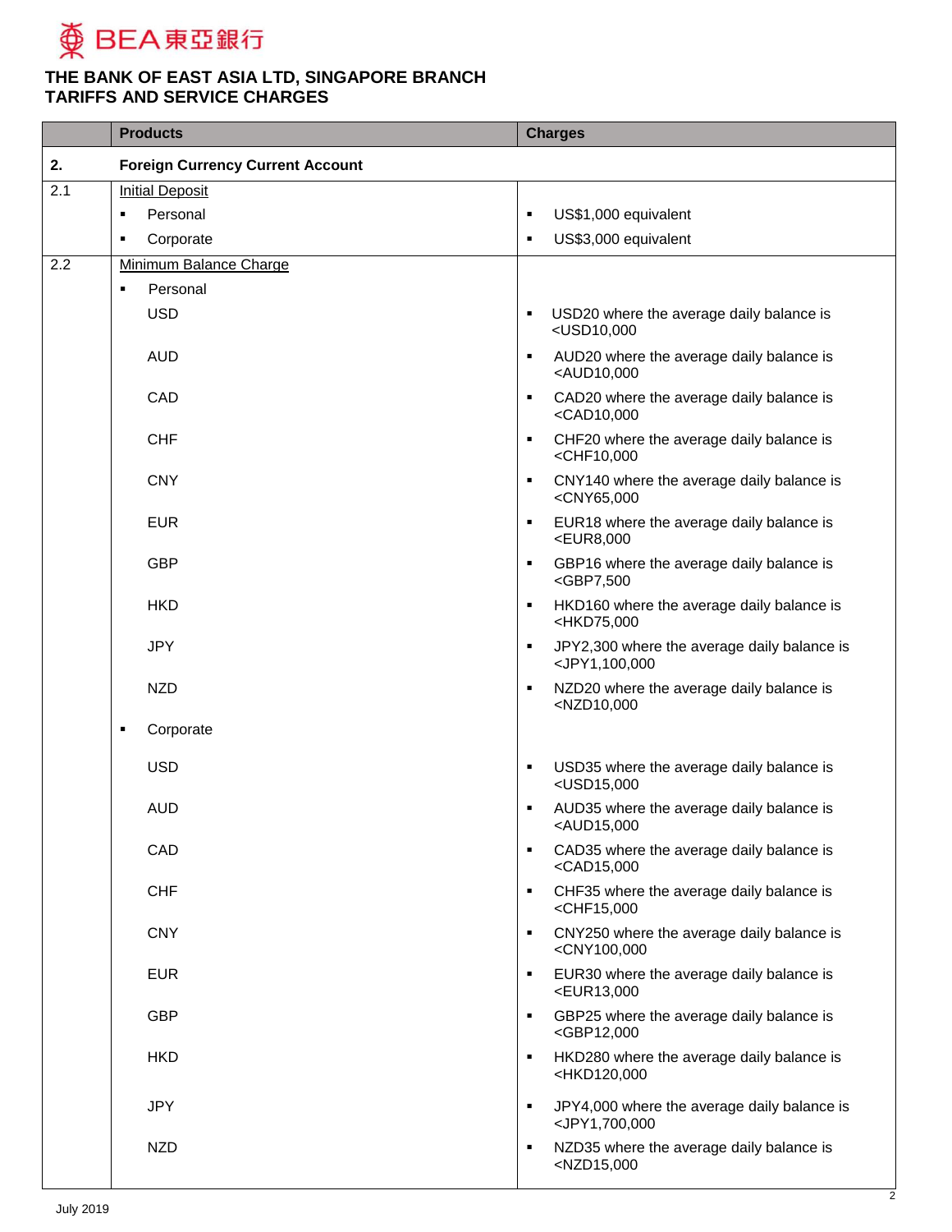# THE BANK OF EAST ASIA LTD, SINGAPORE BRANCH
## TARIFFS AND SERVICE CHARGES

| | Products | Charges |
|---|---|---|
| **2.** | **Foreign Currency Current Account** | |
| 2.1 | Initial Deposit | |
| | ▪ Personal | ▪ US$1,000 equivalent |
| | ▪ Corporate | ▪ US$3,000 equivalent |
| 2.2 | Minimum Balance Charge | |
| | ▪ Personal | |
| | USD | ▪ USD20 where the average daily balance is <USD10,000 |
| | AUD | ▪ AUD20 where the average daily balance is <AUD10,000 |
| | CAD | ▪ CAD20 where the average daily balance is <CAD10,000 |
| | CHF | ▪ CHF20 where the average daily balance is <CHF10,000 |
| | CNY | ▪ CNY140 where the average daily balance is <CNY65,000 |
| | EUR | ▪ EUR18 where the average daily balance is <EUR8,000 |
| | GBP | ▪ GBP16 where the average daily balance is <GBP7,500 |
| | HKD | ▪ HKD160 where the average daily balance is <HKD75,000 |
| | JPY | ▪ JPY2,300 where the average daily balance is <JPY1,100,000 |
| | NZD | ▪ NZD20 where the average daily balance is <NZD10,000 |
| | ▪ Corporate | |
| | USD | ▪ USD35 where the average daily balance is <USD15,000 |
| | AUD | ▪ AUD35 where the average daily balance is <AUD15,000 |
| | CAD | ▪ CAD35 where the average daily balance is <CAD15,000 |
| | CHF | ▪ CHF35 where the average daily balance is <CHF15,000 |
| | CNY | ▪ CNY250 where the average daily balance is <CNY100,000 |
| | EUR | ▪ EUR30 where the average daily balance is <EUR13,000 |
| | GBP | ▪ GBP25 where the average daily balance is <GBP12,000 |
| | HKD | ▪ HKD280 where the average daily balance is <HKD120,000 |
| | JPY | ▪ JPY4,000 where the average daily balance is <JPY1,700,000 |
| | NZD | ▪ NZD35 where the average daily balance is <NZD15,000 |

July 2019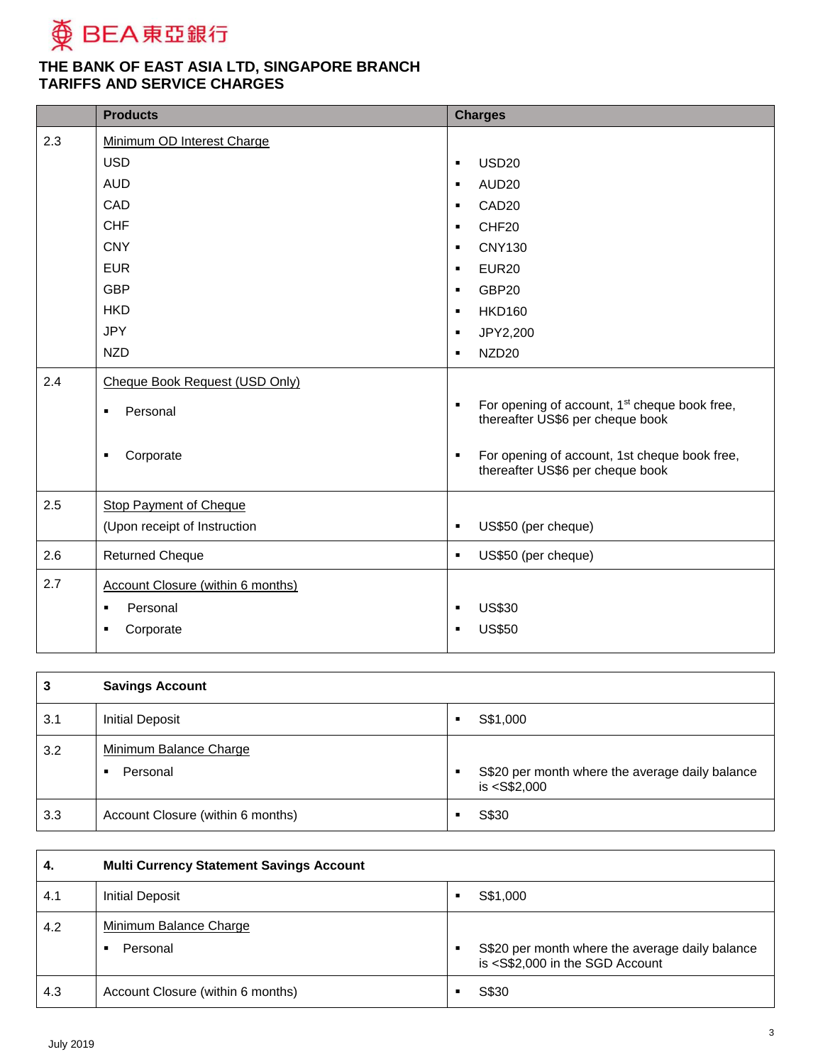THE BANK OF EAST ASIA LTD, SINGAPORE BRANCH
TARIFFS AND SERVICE CHARGES

| | Products | Charges |
|---|---|---|
| 2.3 | Minimum OD Interest Charge | |
| | USD | ▪ USD20 |
| | AUD | ▪ AUD20 |
| | CAD | ▪ CAD20 |
| | CHF | ▪ CHF20 |
| | CNY | ▪ CNY130 |
| | EUR | ▪ EUR20 |
| | GBP | ▪ GBP20 |
| | HKD | ▪ HKD160 |
| | JPY | ▪ JPY2,200 |
| | NZD | ▪ NZD20 |
| 2.4 | Cheque Book Request (USD Only) | |
| | ▪ Personal | ▪ For opening of account, 1st cheque book free, thereafter US$6 per cheque book |
| | ▪ Corporate | ▪ For opening of account, 1st cheque book free, thereafter US$6 per cheque book |
| 2.5 | Stop Payment of Cheque (Upon receipt of Instruction | ▪ US$50 (per cheque) |
| 2.6 | Returned Cheque | ▪ US$50 (per cheque) |
| 2.7 | Account Closure (within 6 months) | |
| | ▪ Personal | ▪ US$30 |
| | ▪ Corporate | ▪ US$50 |

| 3 | Savings Account | |
|---|---|---|
| 3.1 | Initial Deposit | ▪ S$1,000 |
| 3.2 | Minimum Balance Charge | |
| | ▪ Personal | ▪ S$20 per month where the average daily balance is <S$2,000 |
| 3.3 | Account Closure (within 6 months) | ▪ S$30 |

| 4. | Multi Currency Statement Savings Account | |
|---|---|---|
| 4.1 | Initial Deposit | ▪ S$1,000 |
| 4.2 | Minimum Balance Charge | |
| | ▪ Personal | ▪ S$20 per month where the average daily balance is <S$2,000 in the SGD Account |
| 4.3 | Account Closure (within 6 months) | ▪ S$30 |

July 2019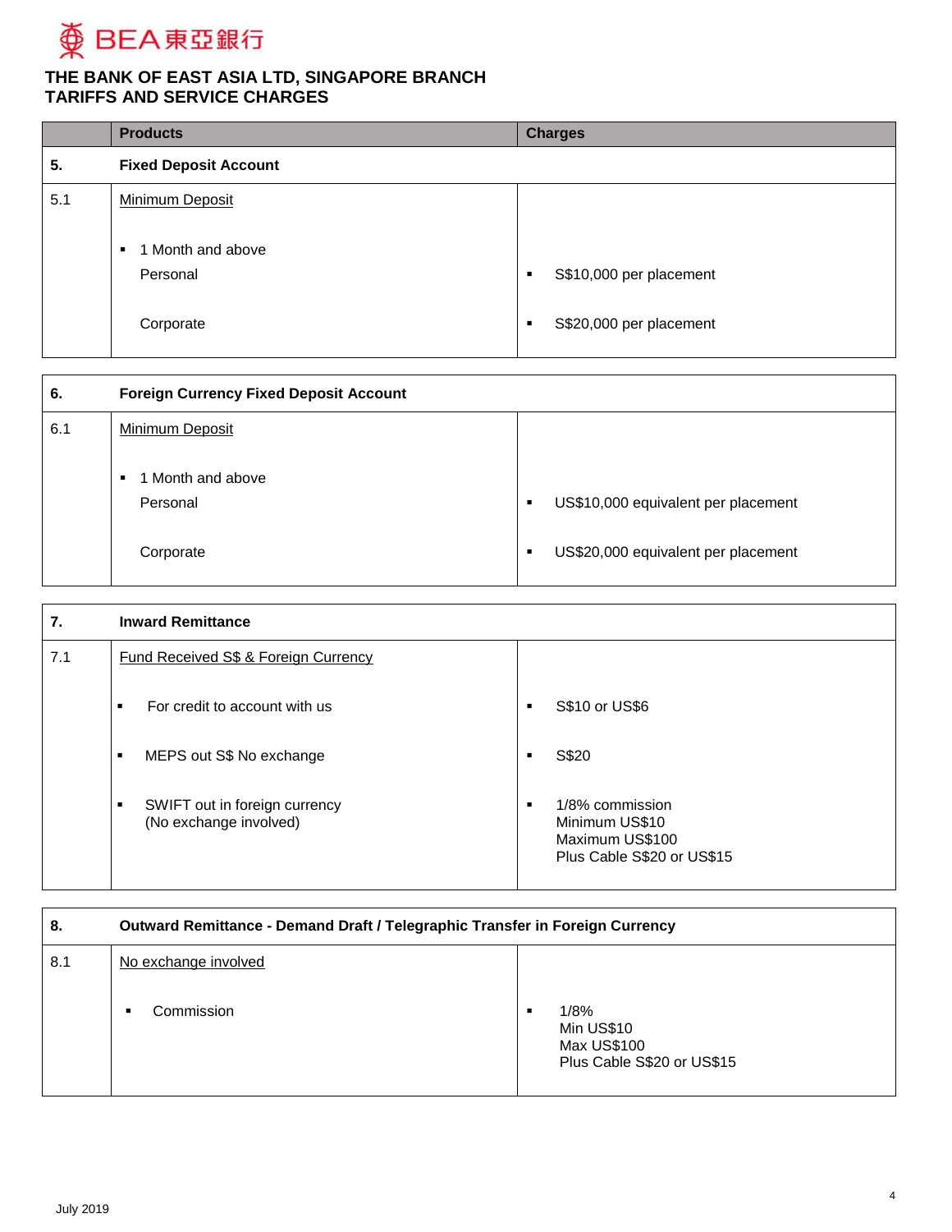BEA 東亞銀行

**THE BANK OF EAST ASIA LTD, SINGAPORE BRANCH**
**TARIFFS AND SERVICE CHARGES**

| | Products | Charges |
|---|---|---|
| **5.** | **Fixed Deposit Account** | |
| 5.1 | Minimum Deposit<br><br>▪ 1 Month and above<br>Personal<br><br>Corporate | <br><br><br>▪ S$10,000 per placement<br><br>▪ S$20,000 per placement |

| | | |
|---|---|---|
| **6.** | **Foreign Currency Fixed Deposit Account** | |
| 6.1 | Minimum Deposit<br><br>▪ 1 Month and above<br>Personal<br><br>Corporate | <br><br><br>▪ US$10,000 equivalent per placement<br><br>▪ US$20,000 equivalent per placement |

| | | |
|---|---|---|
| **7.** | **Inward Remittance** | |
| 7.1 | Fund Received S$ & Foreign Currency<br><br>▪ For credit to account with us<br><br>▪ MEPS out S$ No exchange<br><br>▪ SWIFT out in foreign currency (No exchange involved) | <br><br>▪ S$10 or US$6<br><br>▪ S$20<br><br>▪ 1/8% commission<br>Minimum US$10<br>Maximum US$100<br>Plus Cable S$20 or US$15 |

| | | |
|---|---|---|
| **8.** | **Outward Remittance - Demand Draft / Telegraphic Transfer in Foreign Currency** | |
| 8.1 | No exchange involved<br><br>▪ Commission | <br><br>▪ 1/8%<br>Min US$10<br>Max US$100<br>Plus Cable S$20 or US$15 |

July 2019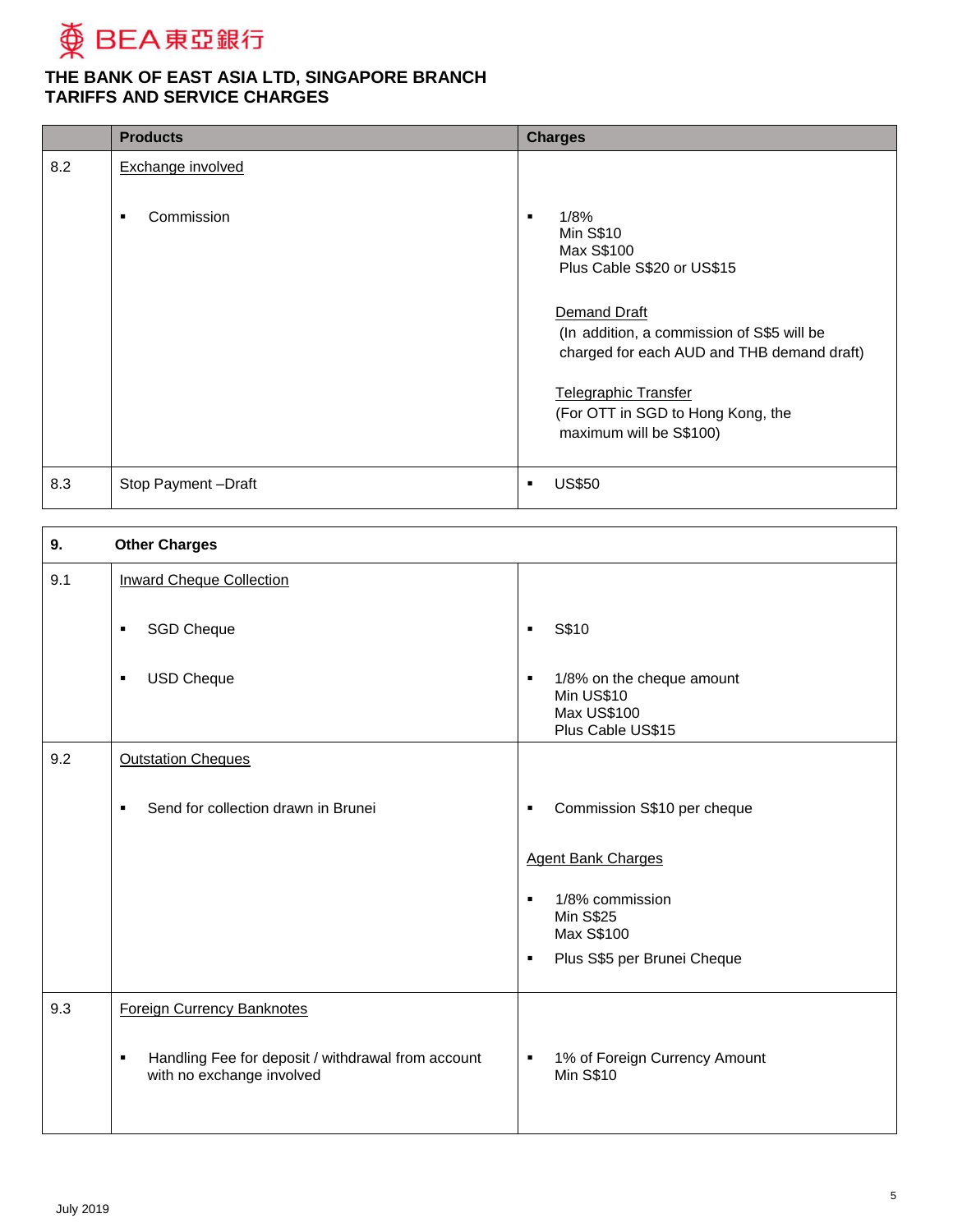THE BANK OF EAST ASIA LTD, SINGAPORE BRANCH
TARIFFS AND SERVICE CHARGES

| | Products | Charges |
|---|---|---|
| 8.2 | Exchange involved<br><br>▪ Commission | ▪ 1/8%<br>Min S$10<br>Max S$100<br>Plus Cable S$20 or US$15<br><br>Demand Draft<br>(In addition, a commission of S$5 will be charged for each AUD and THB demand draft)<br><br>Telegraphic Transfer<br>(For OTT in SGD to Hong Kong, the maximum will be S$100) |
| 8.3 | Stop Payment –Draft | ▪ US$50 |

| 9. | Other Charges | |
|---|---|---|
| 9.1 | Inward Cheque Collection<br><br>▪ SGD Cheque<br><br>▪ USD Cheque | <br><br>▪ S$10<br><br>▪ 1/8% on the cheque amount<br>Min US$10<br>Max US$100<br>Plus Cable US$15 |
| 9.2 | Outstation Cheques<br><br>▪ Send for collection drawn in Brunei | <br><br>▪ Commission S$10 per cheque<br><br>Agent Bank Charges<br><br>▪ 1/8% commission<br>Min S$25<br>Max S$100<br>▪ Plus S$5 per Brunei Cheque |
| 9.3 | Foreign Currency Banknotes<br><br>▪ Handling Fee for deposit / withdrawal from account with no exchange involved | <br><br>▪ 1% of Foreign Currency Amount<br>Min S$10 |

July 2019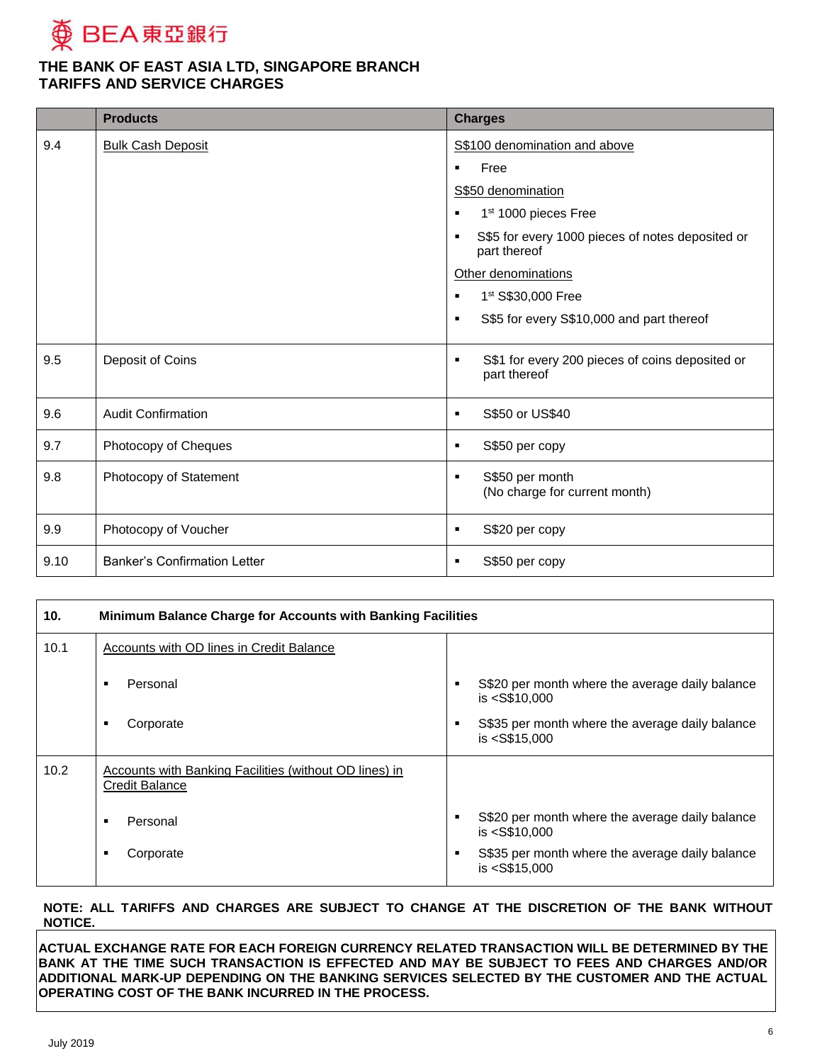BEA 東亞銀行

**THE BANK OF EAST ASIA LTD, SINGAPORE BRANCH**
**TARIFFS AND SERVICE CHARGES**

| | Products | Charges |
|---|---|---|
| 9.4 | Bulk Cash Deposit | S$100 denomination and above<br>▪ Free<br>S$50 denomination<br>▪ 1st 1000 pieces Free<br>▪ S$5 for every 1000 pieces of notes deposited or part thereof<br>Other denominations<br>▪ 1st S$30,000 Free<br>▪ S$5 for every S$10,000 and part thereof |
| 9.5 | Deposit of Coins | ▪ S$1 for every 200 pieces of coins deposited or part thereof |
| 9.6 | Audit Confirmation | ▪ S$50 or US$40 |
| 9.7 | Photocopy of Cheques | ▪ S$50 per copy |
| 9.8 | Photocopy of Statement | ▪ S$50 per month<br>(No charge for current month) |
| 9.9 | Photocopy of Voucher | ▪ S$20 per copy |
| 9.10 | Banker's Confirmation Letter | ▪ S$50 per copy |

| 10. | Minimum Balance Charge for Accounts with Banking Facilities | |
|---|---|---|
| 10.1 | Accounts with OD lines in Credit Balance<br>▪ Personal<br>▪ Corporate | <br>▪ S$20 per month where the average daily balance is <S$10,000<br>▪ S$35 per month where the average daily balance is <S$15,000 |
| 10.2 | Accounts with Banking Facilities (without OD lines) in Credit Balance<br>▪ Personal<br>▪ Corporate | <br>▪ S$20 per month where the average daily balance is <S$10,000<br>▪ S$35 per month where the average daily balance is <S$15,000 |

**NOTE: ALL TARIFFS AND CHARGES ARE SUBJECT TO CHANGE AT THE DISCRETION OF THE BANK WITHOUT NOTICE.**

**ACTUAL EXCHANGE RATE FOR EACH FOREIGN CURRENCY RELATED TRANSACTION WILL BE DETERMINED BY THE BANK AT THE TIME SUCH TRANSACTION IS EFFECTED AND MAY BE SUBJECT TO FEES AND CHARGES AND/OR ADDITIONAL MARK-UP DEPENDING ON THE BANKING SERVICES SELECTED BY THE CUSTOMER AND THE ACTUAL OPERATING COST OF THE BANK INCURRED IN THE PROCESS.**

July 2019